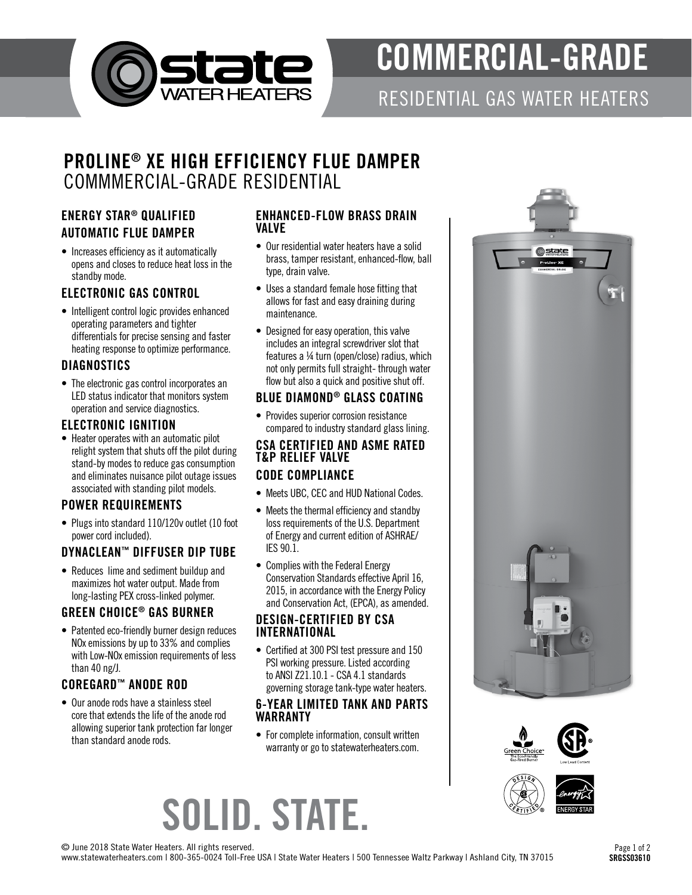# COMMERCIAL-GRADE

RESIDENTIAL GAS WATER HEATERS

## PROLINE® XE HIGH EFFICIENCY FLUE DAMPER
COMMMERCIAL-GRADE RESIDENTIAL

### ENERGY STAR® QUALIFIED AUTOMATIC FLUE DAMPER

- Increases efficiency as it automatically opens and closes to reduce heat loss in the standby mode.

### ELECTRONIC GAS CONTROL

- Intelligent control logic provides enhanced operating parameters and tighter differentials for precise sensing and faster heating response to optimize performance.

### DIAGNOSTICS

- The electronic gas control incorporates an LED status indicator that monitors system operation and service diagnostics.

### ELECTRONIC IGNITION

- Heater operates with an automatic pilot relight system that shuts off the pilot during stand-by modes to reduce gas consumption and eliminates nuisance pilot outage issues associated with standing pilot models.

### POWER REQUIREMENTS

- Plugs into standard 110/120v outlet (10 foot power cord included).

### DYNACLEAN™ DIFFUSER DIP TUBE

- Reduces lime and sediment buildup and maximizes hot water output. Made from long-lasting PEX cross-linked polymer.

### GREEN CHOICE® GAS BURNER

- Patented eco-friendly burner design reduces NOx emissions by up to 33% and complies with Low-NOx emission requirements of less than 40 ng/J.

### COREGARD™ ANODE ROD

- Our anode rods have a stainless steel core that extends the life of the anode rod allowing superior tank protection far longer than standard anode rods.

### ENHANCED-FLOW BRASS DRAIN VALVE

- Our residential water heaters have a solid brass, tamper resistant, enhanced-flow, ball type, drain valve.
- Uses a standard female hose fitting that allows for fast and easy draining during maintenance.
- Designed for easy operation, this valve includes an integral screwdriver slot that features a ¼ turn (open/close) radius, which not only permits full straight- through water flow but also a quick and positive shut off.

### BLUE DIAMOND® GLASS COATING

- Provides superior corrosion resistance compared to industry standard glass lining.

### CSA CERTIFIED AND ASME RATED T&P RELIEF VALVE

### CODE COMPLIANCE

- Meets UBC, CEC and HUD National Codes.
- Meets the thermal efficiency and standby loss requirements of the U.S. Department of Energy and current edition of ASHRAE/IES 90.1.
- Complies with the Federal Energy Conservation Standards effective April 16, 2015, in accordance with the Energy Policy and Conservation Act, (EPCA), as amended.

### DESIGN-CERTIFIED BY CSA INTERNATIONAL

- Certified at 300 PSI test pressure and 150 PSI working pressure. Listed according to ANSI Z21.10.1 - CSA 4.1 standards governing storage tank-type water heaters.

### 6-YEAR LIMITED TANK AND PARTS WARRANTY

- For complete information, consult written warranty or go to statewaterheaters.com.

# SOLID. STATE.

© June 2018 State Water Heaters. All rights reserved.
www.statewaterheaters.com | 800-365-0024 Toll-Free USA | State Water Heaters | 500 Tennessee Waltz Parkway | Ashland City, TN 37015

SRGSS03610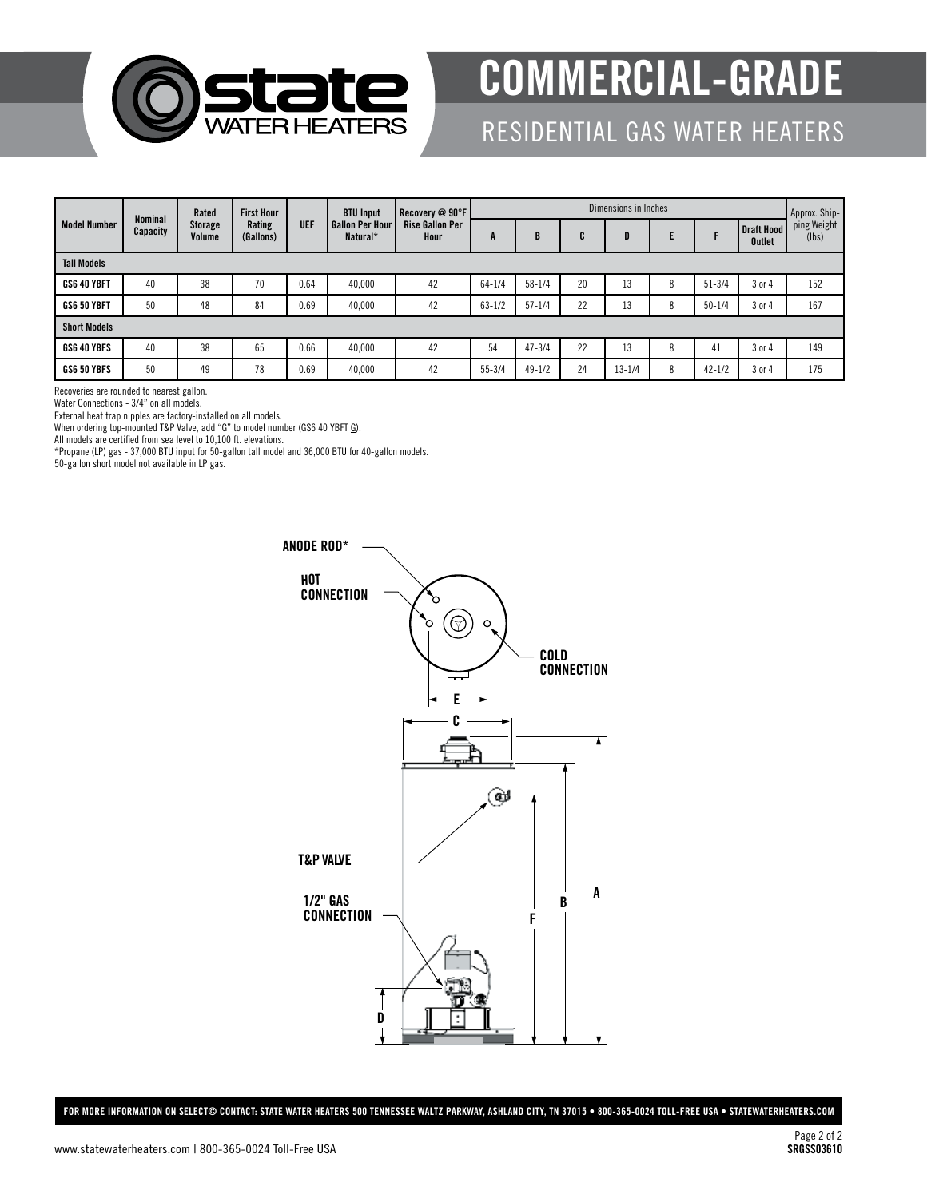# COMMERCIAL-GRADE

## RESIDENTIAL GAS WATER HEATERS

| Model Number | Nominal Capacity | Rated Storage Volume | First Hour Rating (Gallons) | UEF | BTU Input Gallon Per Hour Natural* | Recovery @ 90°F Rise Gallon Per Hour | Dimensions in Inches | | | | | | | Approx. Shipping Weight (lbs) |
|---|---|---|---|---|---|---|---|---|---|---|---|---|---|---|
| | | | | | | | A | B | C | D | E | F | Draft Hood Outlet | |
| **Tall Models** | | | | | | | | | | | | | | |
| **GS6 40 YBFT** | 40 | 38 | 70 | 0.64 | 40,000 | 42 | 64-1/4 | 58-1/4 | 20 | 13 | 8 | 51-3/4 | 3 or 4 | 152 |
| **GS6 50 YBFT** | 50 | 48 | 84 | 0.69 | 40,000 | 42 | 63-1/2 | 57-1/4 | 22 | 13 | 8 | 50-1/4 | 3 or 4 | 167 |
| **Short Models** | | | | | | | | | | | | | | |
| **GS6 40 YBFS** | 40 | 38 | 65 | 0.66 | 40,000 | 42 | 54 | 47-3/4 | 22 | 13 | 8 | 41 | 3 or 4 | 149 |
| **GS6 50 YBFS** | 50 | 49 | 78 | 0.69 | 40,000 | 42 | 55-3/4 | 49-1/2 | 24 | 13-1/4 | 8 | 42-1/2 | 3 or 4 | 175 |

Recoveries are rounded to nearest gallon.
Water Connections - 3/4" on all models.
External heat trap nipples are factory-installed on all models.
When ordering top-mounted T&P Valve, add "G" to model number (GS6 40 YBFT G).
All models are certified from sea level to 10,100 ft. elevations.
*Propane (LP) gas - 37,000 BTU input for 50-gallon tall model and 36,000 BTU for 40-gallon models.
50-gallon short model not available in LP gas.

ANODE ROD*

HOT CONNECTION

COLD CONNECTION

E

C

T&P VALVE

1/2" GAS CONNECTION

A

B

F

D

**FOR MORE INFORMATION ON SELECT© CONTACT: STATE WATER HEATERS 500 TENNESSEE WALTZ PARKWAY, ASHLAND CITY, TN 37015 • 800-365-0024 TOLL-FREE USA • STATEWATERHEATERS.COM**

www.statewaterheaters.com | 800-365-0024 Toll-Free USA

**SRGSS03610**